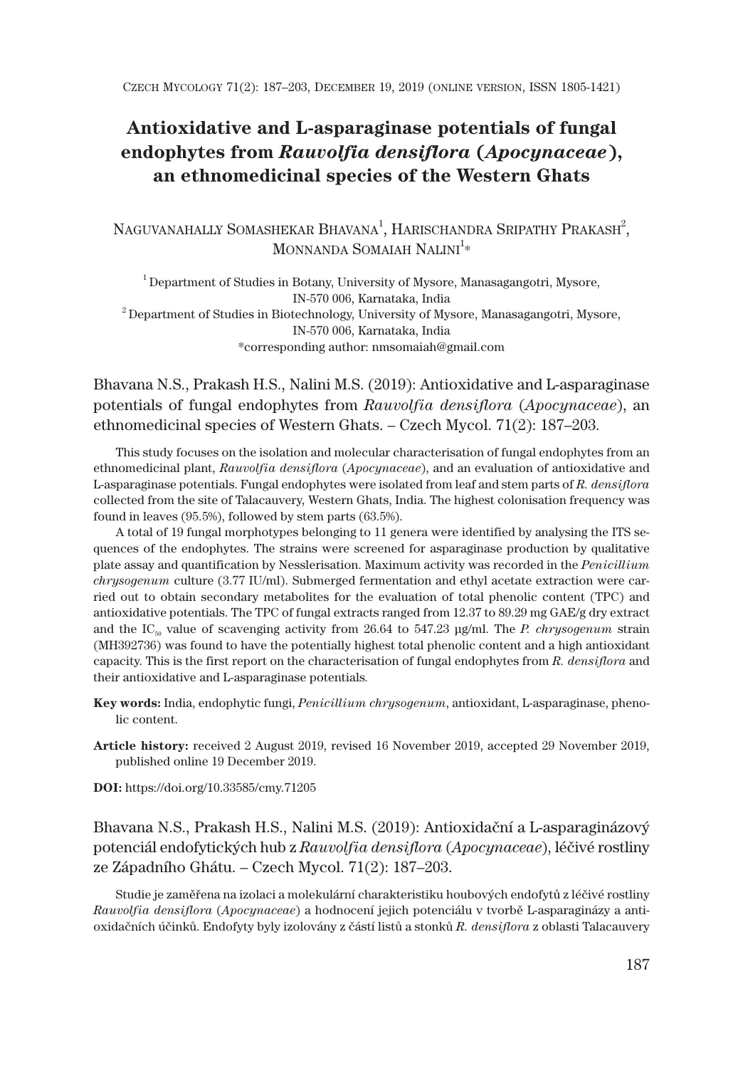# Antioxidative and L-asparaginase potentials of fungal endophytes from *Rauvolfia densiflora* (*Apocynaceae*), an ethnomedicinal species of the Western Ghats

NAGUVANAHALLY SOMASHEKAR BHAVANA[1], HARISCHANDRA SRIPATHY PRAKASH[2], MONNANDA SOMAIAH NALINI[1]*

[1] Department of Studies in Botany, University of Mysore, Manasagangotri, Mysore, IN-570 006, Karnataka, India
[2] Department of Studies in Biotechnology, University of Mysore, Manasagangotri, Mysore, IN-570 006, Karnataka, India
*corresponding author: nmsomaiah@gmail.com

Bhavana N.S., Prakash H.S., Nalini M.S. (2019): Antioxidative and L-asparaginase potentials of fungal endophytes from *Rauvolfia densiflora* (*Apocynaceae*), an ethnomedicinal species of Western Ghats. – Czech Mycol. 71(2): 187–203.

This study focuses on the isolation and molecular characterisation of fungal endophytes from an ethnomedicinal plant, *Rauvolfia densiflora* (*Apocynaceae*), and an evaluation of antioxidative and L-asparaginase potentials. Fungal endophytes were isolated from leaf and stem parts of *R. densiflora* collected from the site of Talacauvery, Western Ghats, India. The highest colonisation frequency was found in leaves (95.5%), followed by stem parts (63.5%).

A total of 19 fungal morphotypes belonging to 11 genera were identified by analysing the ITS sequences of the endophytes. The strains were screened for asparaginase production by qualitative plate assay and quantification by Nesslerisation. Maximum activity was recorded in the *Penicillium chrysogenum* culture (3.77 IU/ml). Submerged fermentation and ethyl acetate extraction were carried out to obtain secondary metabolites for the evaluation of total phenolic content (TPC) and antioxidative potentials. The TPC of fungal extracts ranged from 12.37 to 89.29 mg GAE/g dry extract and the $IC_{50}$ value of scavenging activity from 26.64 to 547.23 µg/ml. The *P. chrysogenum* strain (MH392736) was found to have the potentially highest total phenolic content and a high antioxidant capacity. This is the first report on the characterisation of fungal endophytes from *R. densiflora* and their antioxidative and L-asparaginase potentials.

**Key words:** India, endophytic fungi, *Penicillium chrysogenum*, antioxidant, L-asparaginase, phenolic content.

**Article history:** received 2 August 2019, revised 16 November 2019, accepted 29 November 2019, published online 19 December 2019.

**DOI:** https://doi.org/10.33585/cmy.71205

Bhavana N.S., Prakash H.S., Nalini M.S. (2019): Antioxidační a L-asparaginázový potenciál endofytických hub z *Rauvolfia densiflora* (*Apocynaceae*), léčivé rostliny ze Západního Ghátu. – Czech Mycol. 71(2): 187–203.

Studie je zaměřena na izolaci a molekulární charakteristiku houbových endofytů z léčivé rostliny *Rauvolfia densiflora* (*Apocynaceae*) a hodnocení jejich potenciálu v tvorbě L-asparaginázy a antioxidačních účinků. Endofyty byly izolovány z částí listů a stonků *R. densiflora* z oblasti Talacauvery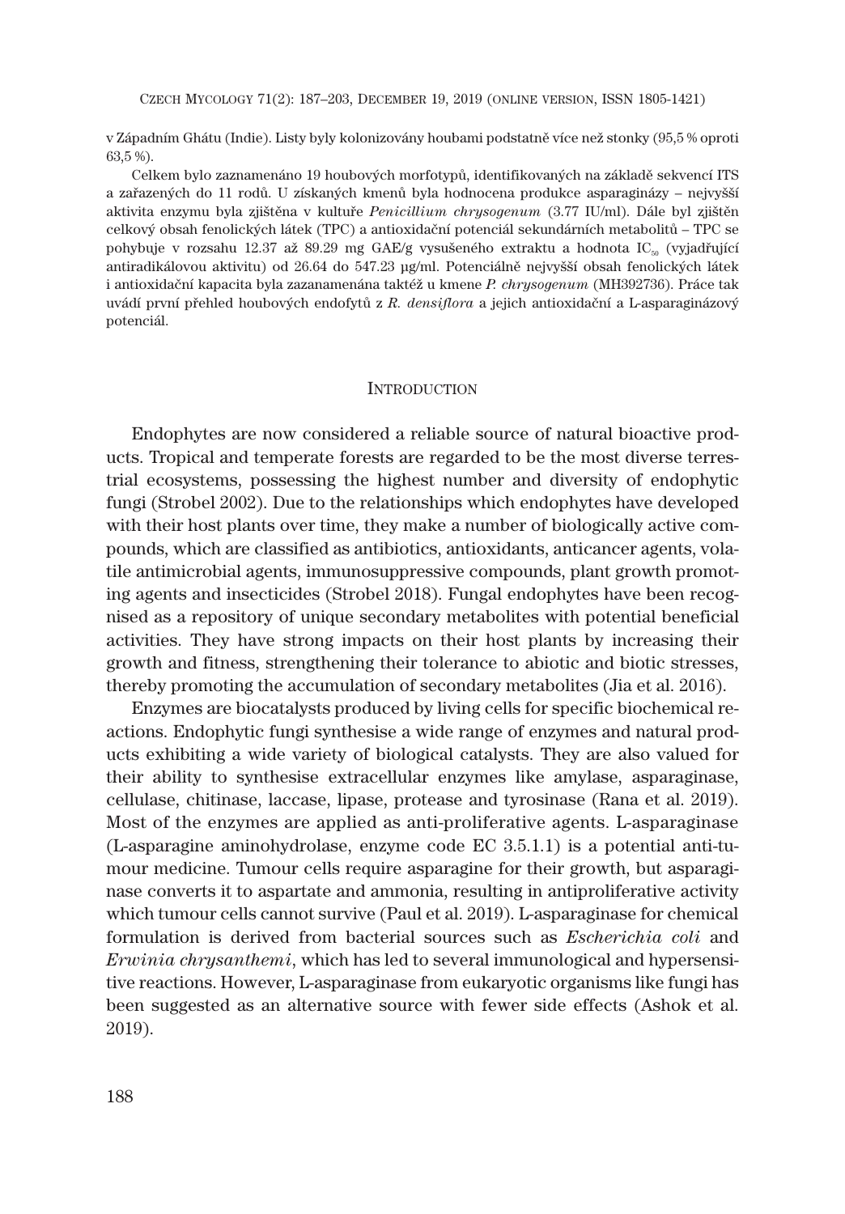v Západním Ghátu (Indie). Listy byly kolonizovány houbami podstatně více než stonky (95,5 % oproti 63,5 %).

Celkem bylo zaznamenáno 19 houbových morfotypů, identifikovaných na základě sekvencí ITS a zařazených do 11 rodů. U získaných kmenů byla hodnocena produkce asparaginázy – nejvyšší aktivita enzymu byla zjištěna v kultuře *Penicillium chrysogenum* (3.77 IU/ml). Dále byl zjištěn celkový obsah fenolických látek (TPC) a antioxidační potenciál sekundárních metabolitů – TPC se pohybuje v rozsahu 12.37 až 89.29 mg GAE/g vysušeného extraktu a hodnota $IC_{50}$ (vyjadřující antiradikálovou aktivitu) od 26.64 do 547.23 µg/ml. Potenciálně nejvyšší obsah fenolických látek i antioxidační kapacita byla zazanamenána taktéž u kmene *P. chrysogenum* (MH392736). Práce tak uvádí první přehled houbových endofytů z *R. densiflora* a jejich antioxidační a L-asparaginázový potenciál.

## Introduction

Endophytes are now considered a reliable source of natural bioactive products. Tropical and temperate forests are regarded to be the most diverse terrestrial ecosystems, possessing the highest number and diversity of endophytic fungi (Strobel 2002). Due to the relationships which endophytes have developed with their host plants over time, they make a number of biologically active compounds, which are classified as antibiotics, antioxidants, anticancer agents, volatile antimicrobial agents, immunosuppressive compounds, plant growth promoting agents and insecticides (Strobel 2018). Fungal endophytes have been recognised as a repository of unique secondary metabolites with potential beneficial activities. They have strong impacts on their host plants by increasing their growth and fitness, strengthening their tolerance to abiotic and biotic stresses, thereby promoting the accumulation of secondary metabolites (Jia et al. 2016).

Enzymes are biocatalysts produced by living cells for specific biochemical reactions. Endophytic fungi synthesise a wide range of enzymes and natural products exhibiting a wide variety of biological catalysts. They are also valued for their ability to synthesise extracellular enzymes like amylase, asparaginase, cellulase, chitinase, laccase, lipase, protease and tyrosinase (Rana et al. 2019). Most of the enzymes are applied as anti-proliferative agents. L-asparaginase (L-asparagine aminohydrolase, enzyme code EC 3.5.1.1) is a potential anti-tumour medicine. Tumour cells require asparagine for their growth, but asparaginase converts it to aspartate and ammonia, resulting in antiproliferative activity which tumour cells cannot survive (Paul et al. 2019). L-asparaginase for chemical formulation is derived from bacterial sources such as *Escherichia coli* and *Erwinia chrysanthemi*, which has led to several immunological and hypersensitive reactions. However, L-asparaginase from eukaryotic organisms like fungi has been suggested as an alternative source with fewer side effects (Ashok et al. 2019).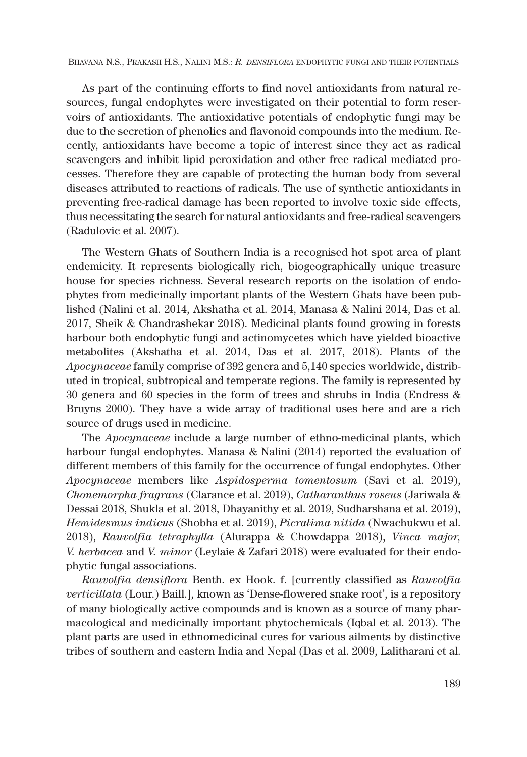As part of the continuing efforts to find novel antioxidants from natural resources, fungal endophytes were investigated on their potential to form reservoirs of antioxidants. The antioxidative potentials of endophytic fungi may be due to the secretion of phenolics and flavonoid compounds into the medium. Recently, antioxidants have become a topic of interest since they act as radical scavengers and inhibit lipid peroxidation and other free radical mediated processes. Therefore they are capable of protecting the human body from several diseases attributed to reactions of radicals. The use of synthetic antioxidants in preventing free-radical damage has been reported to involve toxic side effects, thus necessitating the search for natural antioxidants and free-radical scavengers (Radulovic et al. 2007).

The Western Ghats of Southern India is a recognised hot spot area of plant endemicity. It represents biologically rich, biogeographically unique treasure house for species richness. Several research reports on the isolation of endophytes from medicinally important plants of the Western Ghats have been published (Nalini et al. 2014, Akshatha et al. 2014, Manasa & Nalini 2014, Das et al. 2017, Sheik & Chandrashekar 2018). Medicinal plants found growing in forests harbour both endophytic fungi and actinomycetes which have yielded bioactive metabolites (Akshatha et al. 2014, Das et al. 2017, 2018). Plants of the *Apocynaceae* family comprise of 392 genera and 5,140 species worldwide, distributed in tropical, subtropical and temperate regions. The family is represented by 30 genera and 60 species in the form of trees and shrubs in India (Endress & Bruyns 2000). They have a wide array of traditional uses here and are a rich source of drugs used in medicine.

The *Apocynaceae* include a large number of ethno-medicinal plants, which harbour fungal endophytes. Manasa & Nalini (2014) reported the evaluation of different members of this family for the occurrence of fungal endophytes. Other *Apocynaceae* members like *Aspidosperma tomentosum* (Savi et al. 2019), *Chonemorpha fragrans* (Clarance et al. 2019), *Catharanthus roseus* (Jariwala & Dessai 2018, Shukla et al. 2018, Dhayanithy et al. 2019, Sudharshana et al. 2019), *Hemidesmus indicus* (Shobha et al. 2019), *Picralima nitida* (Nwachukwu et al. 2018), *Rauvolfia tetraphylla* (Alurappa & Chowdappa 2018), *Vinca major*, *V. herbacea* and *V. minor* (Leylaie & Zafari 2018) were evaluated for their endophytic fungal associations.

*Rauvolfia densiflora* Benth. ex Hook. f. [currently classified as *Rauvolfia verticillata* (Lour.) Baill.], known as 'Dense-flowered snake root', is a repository of many biologically active compounds and is known as a source of many pharmacological and medicinally important phytochemicals (Iqbal et al. 2013). The plant parts are used in ethnomedicinal cures for various ailments by distinctive tribes of southern and eastern India and Nepal (Das et al. 2009, Lalitharani et al.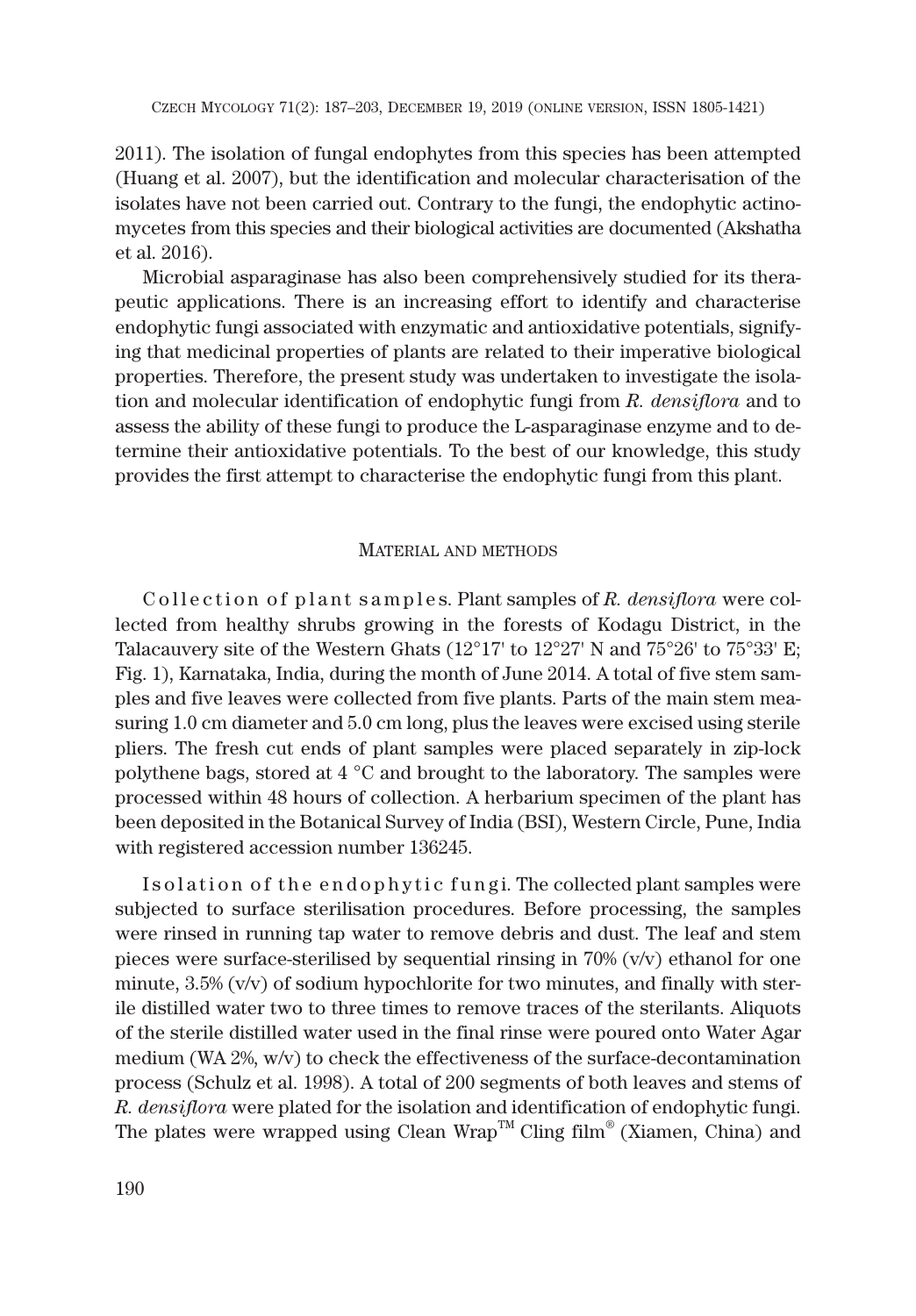2011). The isolation of fungal endophytes from this species has been attempted (Huang et al. 2007), but the identification and molecular characterisation of the isolates have not been carried out. Contrary to the fungi, the endophytic actinomycetes from this species and their biological activities are documented (Akshatha et al. 2016).

Microbial asparaginase has also been comprehensively studied for its therapeutic applications. There is an increasing effort to identify and characterise endophytic fungi associated with enzymatic and antioxidative potentials, signifying that medicinal properties of plants are related to their imperative biological properties. Therefore, the present study was undertaken to investigate the isolation and molecular identification of endophytic fungi from *R. densiflora* and to assess the ability of these fungi to produce the L-asparaginase enzyme and to determine their antioxidative potentials. To the best of our knowledge, this study provides the first attempt to characterise the endophytic fungi from this plant.

## Material and methods

Collection of plant samples. Plant samples of *R. densiflora* were collected from healthy shrubs growing in the forests of Kodagu District, in the Talacauvery site of the Western Ghats (12°17' to 12°27' N and 75°26' to 75°33' E; Fig. 1), Karnataka, India, during the month of June 2014. A total of five stem samples and five leaves were collected from five plants. Parts of the main stem measuring 1.0 cm diameter and 5.0 cm long, plus the leaves were excised using sterile pliers. The fresh cut ends of plant samples were placed separately in zip-lock polythene bags, stored at 4 °C and brought to the laboratory. The samples were processed within 48 hours of collection. A herbarium specimen of the plant has been deposited in the Botanical Survey of India (BSI), Western Circle, Pune, India with registered accession number 136245.

Isolation of the endophytic fungi. The collected plant samples were subjected to surface sterilisation procedures. Before processing, the samples were rinsed in running tap water to remove debris and dust. The leaf and stem pieces were surface-sterilised by sequential rinsing in 70% (v/v) ethanol for one minute, 3.5% (v/v) of sodium hypochlorite for two minutes, and finally with sterile distilled water two to three times to remove traces of the sterilants. Aliquots of the sterile distilled water used in the final rinse were poured onto Water Agar medium (WA 2%, w/v) to check the effectiveness of the surface-decontamination process (Schulz et al. 1998). A total of 200 segments of both leaves and stems of *R. densiflora* were plated for the isolation and identification of endophytic fungi. The plates were wrapped using Clean Wrap™ Cling film® (Xiamen, China) and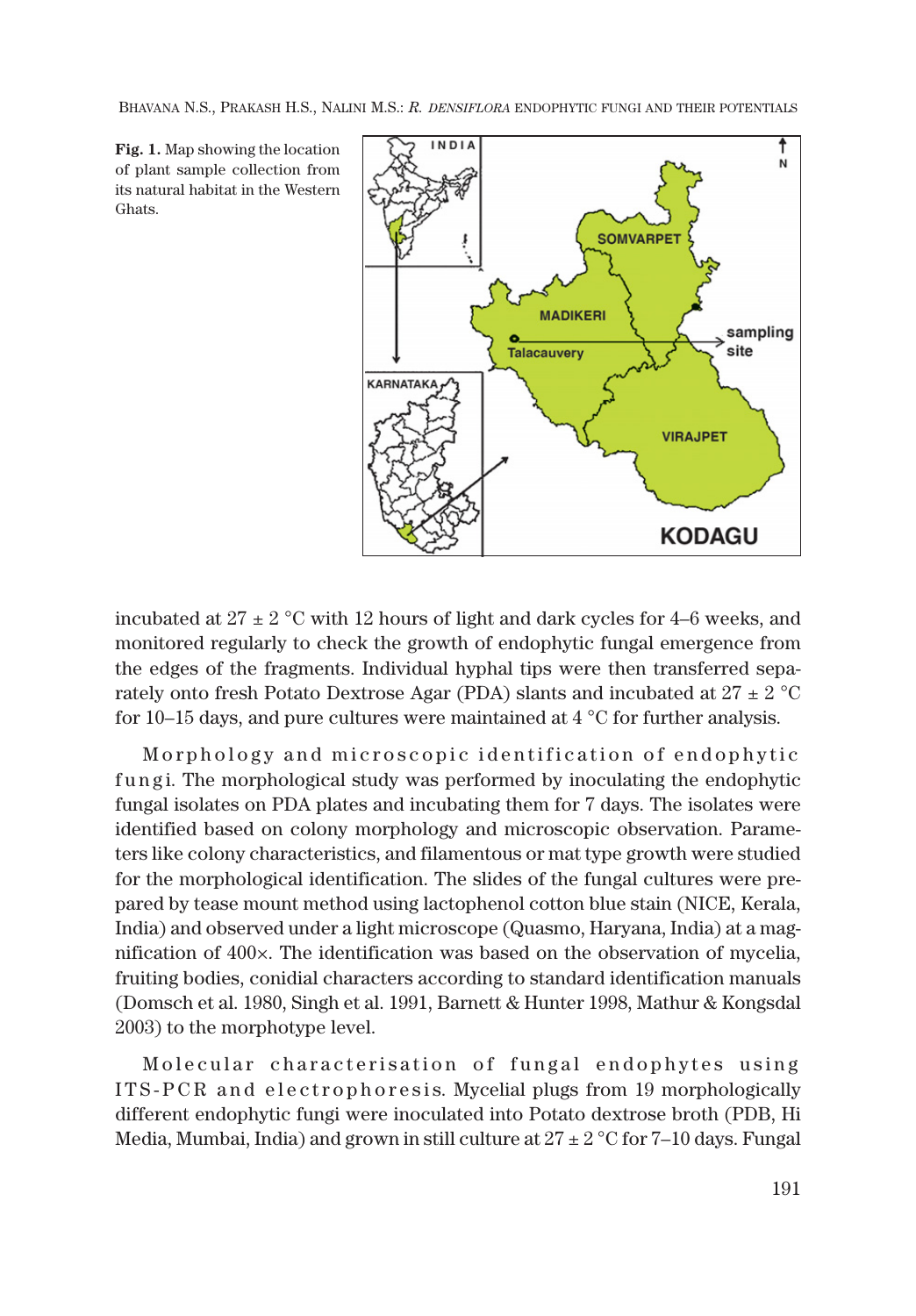**Fig. 1.** Map showing the location of plant sample collection from its natural habitat in the Western Ghats.

incubated at 27 ± 2 °C with 12 hours of light and dark cycles for 4–6 weeks, and monitored regularly to check the growth of endophytic fungal emergence from the edges of the fragments. Individual hyphal tips were then transferred separately onto fresh Potato Dextrose Agar (PDA) slants and incubated at 27 ± 2 °C for 10–15 days, and pure cultures were maintained at 4 °C for further analysis.

Morphology and microscopic identification of endophytic fungi. The morphological study was performed by inoculating the endophytic fungal isolates on PDA plates and incubating them for 7 days. The isolates were identified based on colony morphology and microscopic observation. Parameters like colony characteristics, and filamentous or mat type growth were studied for the morphological identification. The slides of the fungal cultures were prepared by tease mount method using lactophenol cotton blue stain (NICE, Kerala, India) and observed under a light microscope (Quasmo, Haryana, India) at a magnification of 400×. The identification was based on the observation of mycelia, fruiting bodies, conidial characters according to standard identification manuals (Domsch et al. 1980, Singh et al. 1991, Barnett & Hunter 1998, Mathur & Kongsdal 2003) to the morphotype level.

Molecular characterisation of fungal endophytes using ITS-PCR and electrophoresis. Mycelial plugs from 19 morphologically different endophytic fungi were inoculated into Potato dextrose broth (PDB, Hi Media, Mumbai, India) and grown in still culture at 27 ± 2 °C for 7–10 days. Fungal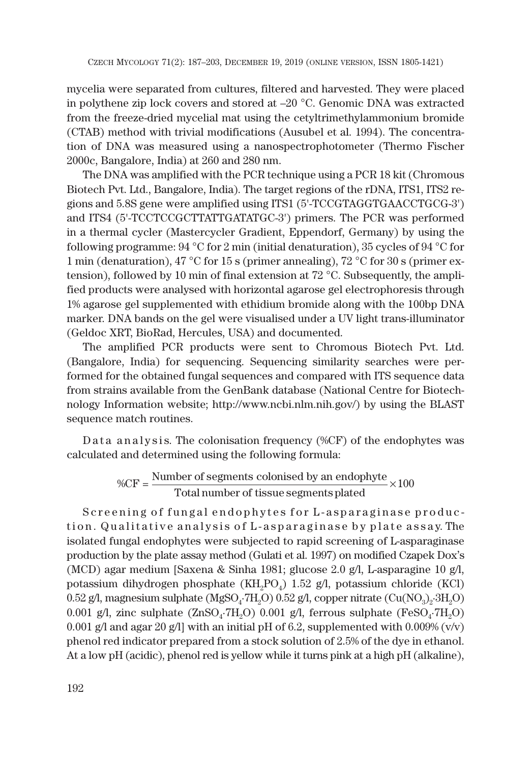mycelia were separated from cultures, filtered and harvested. They were placed in polythene zip lock covers and stored at –20 °C. Genomic DNA was extracted from the freeze-dried mycelial mat using the cetyltrimethylammonium bromide (CTAB) method with trivial modifications (Ausubel et al. 1994). The concentration of DNA was measured using a nanospectrophotometer (Thermo Fischer 2000c, Bangalore, India) at 260 and 280 nm.

The DNA was amplified with the PCR technique using a PCR 18 kit (Chromous Biotech Pvt. Ltd., Bangalore, India). The target regions of the rDNA, ITS1, ITS2 regions and 5.8S gene were amplified using ITS1 (5'-TCCGTAGGTGAACCTGCG-3') and ITS4 (5'-TCCTCCGCTTATTGATATGC-3') primers. The PCR was performed in a thermal cycler (Mastercycler Gradient, Eppendorf, Germany) by using the following programme: 94 °C for 2 min (initial denaturation), 35 cycles of 94 °C for 1 min (denaturation), 47 °C for 15 s (primer annealing), 72 °C for 30 s (primer extension), followed by 10 min of final extension at 72 °C. Subsequently, the amplified products were analysed with horizontal agarose gel electrophoresis through 1% agarose gel supplemented with ethidium bromide along with the 100bp DNA marker. DNA bands on the gel were visualised under a UV light trans-illuminator (Geldoc XRT, BioRad, Hercules, USA) and documented.

The amplified PCR products were sent to Chromous Biotech Pvt. Ltd. (Bangalore, India) for sequencing. Sequencing similarity searches were performed for the obtained fungal sequences and compared with ITS sequence data from strains available from the GenBank database (National Centre for Biotechnology Information website; http://www.ncbi.nlm.nih.gov/) by using the BLAST sequence match routines.

Data analysis. The colonisation frequency (%CF) of the endophytes was calculated and determined using the following formula:

$$\%CF = \frac{\text{Number of segments colonised by an endophyte}}{\text{Total number of tissue segments plated}} \times 100$$

Screening of fungal endophytes for L-asparaginase production. Qualitative analysis of L-asparaginase by plate assay. The isolated fungal endophytes were subjected to rapid screening of L-asparaginase production by the plate assay method (Gulati et al. 1997) on modified Czapek Dox's (MCD) agar medium [Saxena & Sinha 1981; glucose 2.0 g/l, L-asparagine 10 g/l, potassium dihydrogen phosphate ($KH_2PO_4$) 1.52 g/l, potassium chloride (KCl) 0.52 g/l, magnesium sulphate ($MgSO_4 \cdot 7H_2O$) 0.52 g/l, copper nitrate ($Cu(NO_3)_2 \cdot 3H_2O$) 0.001 g/l, zinc sulphate ($ZnSO_4 \cdot 7H_2O$) 0.001 g/l, ferrous sulphate ($FeSO_4 \cdot 7H_2O$) 0.001 g/l and agar 20 g/l] with an initial pH of 6.2, supplemented with 0.009% (v/v) phenol red indicator prepared from a stock solution of 2.5% of the dye in ethanol. At a low pH (acidic), phenol red is yellow while it turns pink at a high pH (alkaline),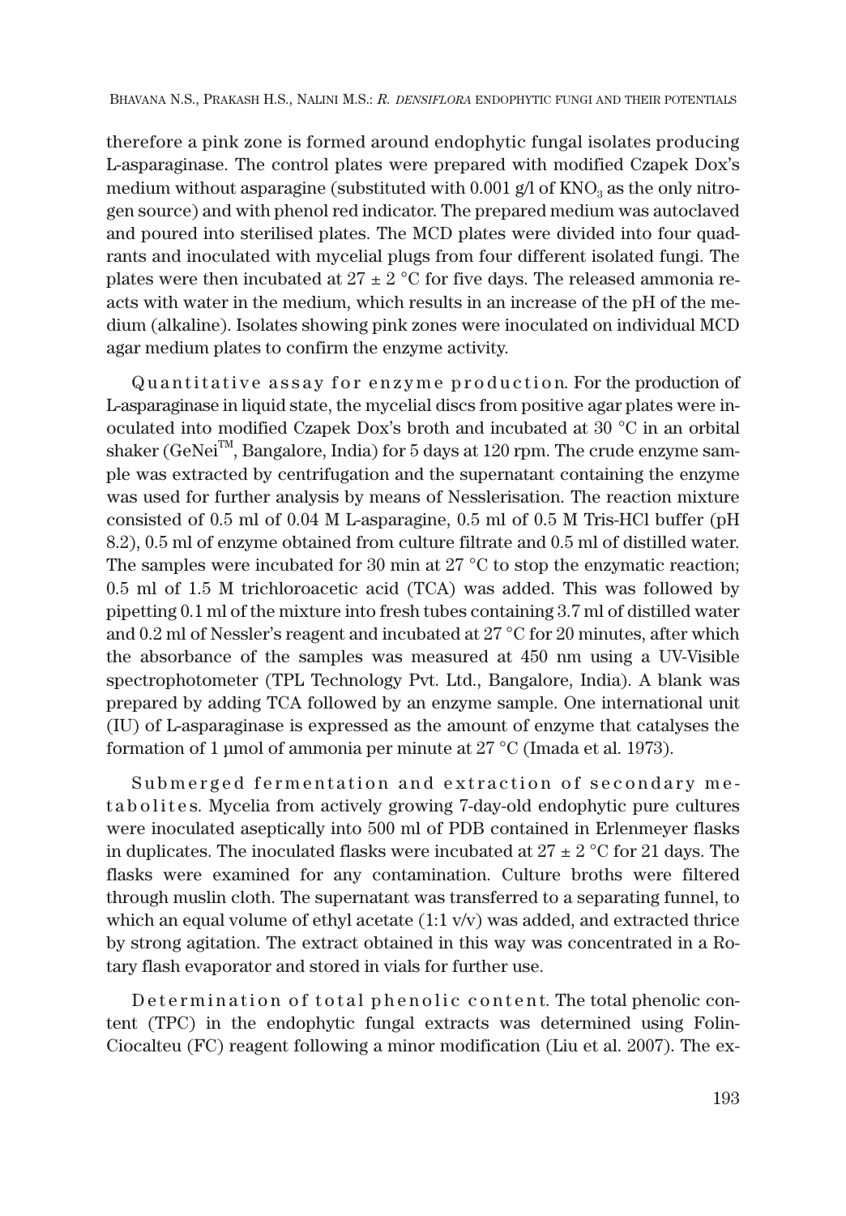therefore a pink zone is formed around endophytic fungal isolates producing L-asparaginase. The control plates were prepared with modified Czapek Dox's medium without asparagine (substituted with 0.001 g/l of $KNO_3$ as the only nitrogen source) and with phenol red indicator. The prepared medium was autoclaved and poured into sterilised plates. The MCD plates were divided into four quadrants and inoculated with mycelial plugs from four different isolated fungi. The plates were then incubated at 27 ± 2 °C for five days. The released ammonia reacts with water in the medium, which results in an increase of the pH of the medium (alkaline). Isolates showing pink zones were inoculated on individual MCD agar medium plates to confirm the enzyme activity.

Quantitative assay for enzyme production. For the production of L-asparaginase in liquid state, the mycelial discs from positive agar plates were inoculated into modified Czapek Dox's broth and incubated at 30 °C in an orbital shaker (GeNei™, Bangalore, India) for 5 days at 120 rpm. The crude enzyme sample was extracted by centrifugation and the supernatant containing the enzyme was used for further analysis by means of Nesslerisation. The reaction mixture consisted of 0.5 ml of 0.04 M L-asparagine, 0.5 ml of 0.5 M Tris-HCl buffer (pH 8.2), 0.5 ml of enzyme obtained from culture filtrate and 0.5 ml of distilled water. The samples were incubated for 30 min at 27 °C to stop the enzymatic reaction; 0.5 ml of 1.5 M trichloroacetic acid (TCA) was added. This was followed by pipetting 0.1 ml of the mixture into fresh tubes containing 3.7 ml of distilled water and 0.2 ml of Nessler's reagent and incubated at 27 °C for 20 minutes, after which the absorbance of the samples was measured at 450 nm using a UV-Visible spectrophotometer (TPL Technology Pvt. Ltd., Bangalore, India). A blank was prepared by adding TCA followed by an enzyme sample. One international unit (IU) of L-asparaginase is expressed as the amount of enzyme that catalyses the formation of 1 μmol of ammonia per minute at 27 °C (Imada et al. 1973).

Submerged fermentation and extraction of secondary metabolites. Mycelia from actively growing 7-day-old endophytic pure cultures were inoculated aseptically into 500 ml of PDB contained in Erlenmeyer flasks in duplicates. The inoculated flasks were incubated at 27 ± 2 °C for 21 days. The flasks were examined for any contamination. Culture broths were filtered through muslin cloth. The supernatant was transferred to a separating funnel, to which an equal volume of ethyl acetate (1:1 v/v) was added, and extracted thrice by strong agitation. The extract obtained in this way was concentrated in a Rotary flash evaporator and stored in vials for further use.

Determination of total phenolic content. The total phenolic content (TPC) in the endophytic fungal extracts was determined using Folin-Ciocalteu (FC) reagent following a minor modification (Liu et al. 2007). The ex-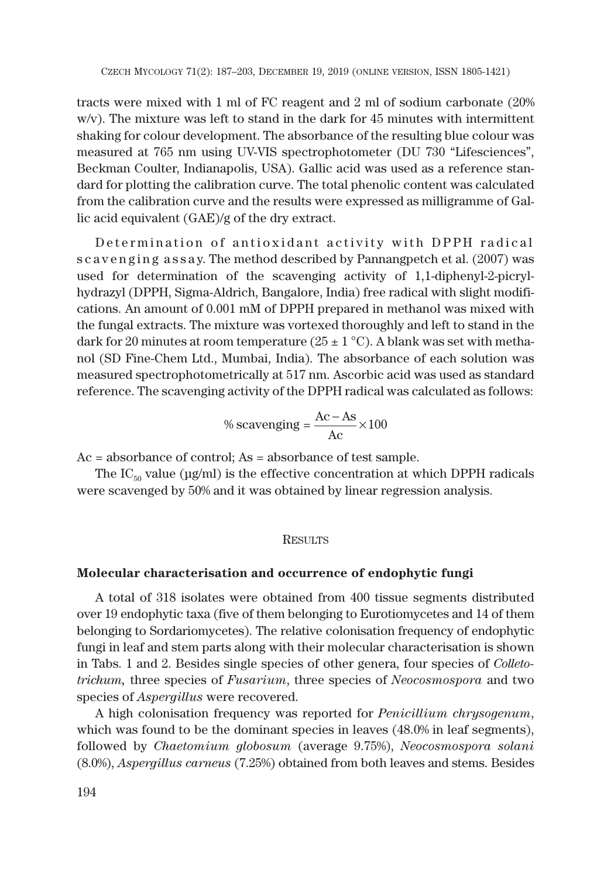tracts were mixed with 1 ml of FC reagent and 2 ml of sodium carbonate (20% w/v). The mixture was left to stand in the dark for 45 minutes with intermittent shaking for colour development. The absorbance of the resulting blue colour was measured at 765 nm using UV-VIS spectrophotometer (DU 730 "Lifesciences", Beckman Coulter, Indianapolis, USA). Gallic acid was used as a reference standard for plotting the calibration curve. The total phenolic content was calculated from the calibration curve and the results were expressed as milligramme of Gallic acid equivalent (GAE)/g of the dry extract.

Determination of antioxidant activity with DPPH radical scavenging assay. The method described by Pannangpetch et al. (2007) was used for determination of the scavenging activity of 1,1-diphenyl-2-picrylhydrazyl (DPPH, Sigma-Aldrich, Bangalore, India) free radical with slight modifications. An amount of 0.001 mM of DPPH prepared in methanol was mixed with the fungal extracts. The mixture was vortexed thoroughly and left to stand in the dark for 20 minutes at room temperature (25 ± 1 °C). A blank was set with methanol (SD Fine-Chem Ltd., Mumbai, India). The absorbance of each solution was measured spectrophotometrically at 517 nm. Ascorbic acid was used as standard reference. The scavenging activity of the DPPH radical was calculated as follows:

$$\% \text{ scavenging} = \frac{\text{Ac} - \text{As}}{\text{Ac}} \times 100$$

Ac = absorbance of control; As = absorbance of test sample.

The $IC_{50}$ value (µg/ml) is the effective concentration at which DPPH radicals were scavenged by 50% and it was obtained by linear regression analysis.

## Results

### Molecular characterisation and occurrence of endophytic fungi

A total of 318 isolates were obtained from 400 tissue segments distributed over 19 endophytic taxa (five of them belonging to Eurotiomycetes and 14 of them belonging to Sordariomycetes). The relative colonisation frequency of endophytic fungi in leaf and stem parts along with their molecular characterisation is shown in Tabs. 1 and 2. Besides single species of other genera, four species of *Colletotrichum*, three species of *Fusarium*, three species of *Neocosmospora* and two species of *Aspergillus* were recovered.

A high colonisation frequency was reported for *Penicillium chrysogenum*, which was found to be the dominant species in leaves (48.0% in leaf segments), followed by *Chaetomium globosum* (average 9.75%), *Neocosmospora solani* (8.0%), *Aspergillus carneus* (7.25%) obtained from both leaves and stems. Besides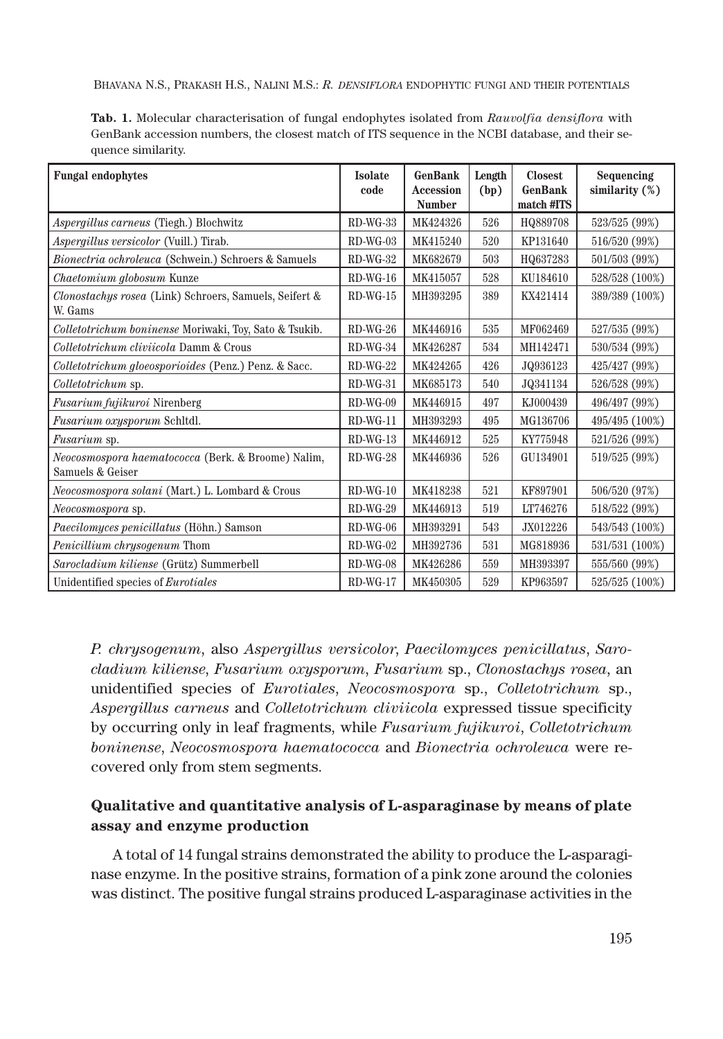**Tab. 1.** Molecular characterisation of fungal endophytes isolated from *Rauvolfia densiflora* with GenBank accession numbers, the closest match of ITS sequence in the NCBI database, and their sequence similarity.

| Fungal endophytes | Isolate code | GenBank Accession Number | Length (bp) | Closest GenBank match #ITS | Sequencing similarity (%) |
|---|---|---|---|---|---|
| *Aspergillus carneus* (Tiegh.) Blochwitz | RD-WG-33 | MK424326 | 526 | HQ889708 | 523/525 (99%) |
| *Aspergillus versicolor* (Vuill.) Tirab. | RD-WG-03 | MK415240 | 520 | KP131640 | 516/520 (99%) |
| *Bionectria ochroleuca* (Schwein.) Schroers & Samuels | RD-WG-32 | MK682679 | 503 | HQ637283 | 501/503 (99%) |
| *Chaetomium globosum* Kunze | RD-WG-16 | MK415057 | 528 | KU184610 | 528/528 (100%) |
| *Clonostachys rosea* (Link) Schroers, Samuels, Seifert & W. Gams | RD-WG-15 | MH393295 | 389 | KX421414 | 389/389 (100%) |
| *Colletotrichum boninense* Moriwaki, Toy, Sato & Tsukib. | RD-WG-26 | MK446916 | 535 | MF062469 | 527/535 (99%) |
| *Colletotrichum cliviicola* Damm & Crous | RD-WG-34 | MK426287 | 534 | MH142471 | 530/534 (99%) |
| *Colletotrichum gloeosporioides* (Penz.) Penz. & Sacc. | RD-WG-22 | MK424265 | 426 | JQ936123 | 425/427 (99%) |
| *Colletotrichum* sp. | RD-WG-31 | MK685173 | 540 | JQ341134 | 526/528 (99%) |
| *Fusarium fujikuroi* Nirenberg | RD-WG-09 | MK446915 | 497 | KJ000439 | 496/497 (99%) |
| *Fusarium oxysporum* Schltdl. | RD-WG-11 | MH393293 | 495 | MG136706 | 495/495 (100%) |
| *Fusarium* sp. | RD-WG-13 | MK446912 | 525 | KY775948 | 521/526 (99%) |
| *Neocosmospora haematococca* (Berk. & Broome) Nalim, Samuels & Geiser | RD-WG-28 | MK446936 | 526 | GU134901 | 519/525 (99%) |
| *Neocosmospora solani* (Mart.) L. Lombard & Crous | RD-WG-10 | MK418238 | 521 | KF897901 | 506/520 (97%) |
| *Neocosmospora* sp. | RD-WG-29 | MK446913 | 519 | LT746276 | 518/522 (99%) |
| *Paecilomyces penicillatus* (Höhn.) Samson | RD-WG-06 | MH393291 | 543 | JX012226 | 543/543 (100%) |
| *Penicillium chrysogenum* Thom | RD-WG-02 | MH392736 | 531 | MG818936 | 531/531 (100%) |
| *Sarocladium kiliense* (Grütz) Summerbell | RD-WG-08 | MK426286 | 559 | MH393397 | 555/560 (99%) |
| Unidentified species of *Eurotiales* | RD-WG-17 | MK450305 | 529 | KP963597 | 525/525 (100%) |

*P. chrysogenum*, also *Aspergillus versicolor*, *Paecilomyces penicillatus*, *Sarocladium kiliense*, *Fusarium oxysporum*, *Fusarium* sp., *Clonostachys rosea*, an unidentified species of *Eurotiales*, *Neocosmospora* sp., *Colletotrichum* sp., *Aspergillus carneus* and *Colletotrichum cliviicola* expressed tissue specificity by occurring only in leaf fragments, while *Fusarium fujikuroi*, *Colletotrichum boninense*, *Neocosmospora haematococca* and *Bionectria ochroleuca* were recovered only from stem segments.

### Qualitative and quantitative analysis of L-asparaginase by means of plate assay and enzyme production

A total of 14 fungal strains demonstrated the ability to produce the L-asparaginase enzyme. In the positive strains, formation of a pink zone around the colonies was distinct. The positive fungal strains produced L-asparaginase activities in the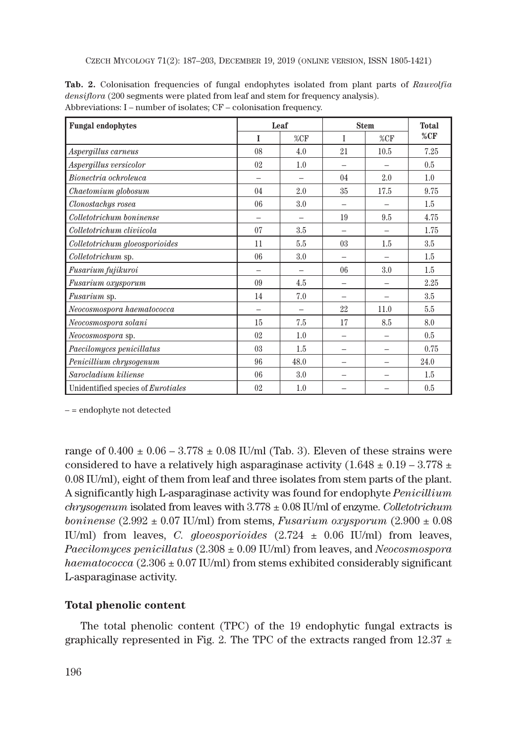**Tab. 2.** Colonisation frequencies of fungal endophytes isolated from plant parts of *Rauvolfia densiflora* (200 segments were plated from leaf and stem for frequency analysis). Abbreviations: I – number of isolates; CF – colonisation frequency.

| **Fungal endophytes** | **Leaf** | | **Stem** | | **Total %CF** |
|---|---|---|---|---|---|
| | **I** | **%CF** | **I** | **%CF** | |
| *Aspergillus carneus* | 08 | 4.0 | 21 | 10.5 | 7.25 |
| *Aspergillus versicolor* | 02 | 1.0 | – | – | 0.5 |
| *Bionectria ochroleuca* | – | – | 04 | 2.0 | 1.0 |
| *Chaetomium globosum* | 04 | 2.0 | 35 | 17.5 | 9.75 |
| *Clonostachys rosea* | 06 | 3.0 | – | – | 1.5 |
| *Colletotrichum boninense* | – | – | 19 | 9.5 | 4.75 |
| *Colletotrichum cliviicola* | 07 | 3.5 | – | – | 1.75 |
| *Colletotrichum gloeosporioides* | 11 | 5.5 | 03 | 1.5 | 3.5 |
| *Colletotrichum* sp. | 06 | 3.0 | – | – | 1.5 |
| *Fusarium fujikuroi* | – | – | 06 | 3.0 | 1.5 |
| *Fusarium oxysporum* | 09 | 4.5 | – | – | 2.25 |
| *Fusarium* sp. | 14 | 7.0 | – | – | 3.5 |
| *Neocosmospora haematococca* | – | – | 22 | 11.0 | 5.5 |
| *Neocosmospora solani* | 15 | 7.5 | 17 | 8.5 | 8.0 |
| *Neocosmospora* sp. | 02 | 1.0 | – | – | 0.5 |
| *Paecilomyces penicillatus* | 03 | 1.5 | – | – | 0.75 |
| *Penicillium chrysogenum* | 96 | 48.0 | – | – | 24.0 |
| *Sarocladium kiliense* | 06 | 3.0 | – | – | 1.5 |
| Unidentified species of *Eurotiales* | 02 | 1.0 | – | – | 0.5 |

– = endophyte not detected

range of 0.400 ± 0.06 – 3.778 ± 0.08 IU/ml (Tab. 3). Eleven of these strains were considered to have a relatively high asparaginase activity (1.648 ± 0.19 – 3.778 ± 0.08 IU/ml), eight of them from leaf and three isolates from stem parts of the plant. A significantly high L-asparaginase activity was found for endophyte *Penicillium chrysogenum* isolated from leaves with 3.778 ± 0.08 IU/ml of enzyme. *Colletotrichum boninense* (2.992 ± 0.07 IU/ml) from stems, *Fusarium oxysporum* (2.900 ± 0.08 IU/ml) from leaves, *C. gloeosporioides* (2.724 ± 0.06 IU/ml) from leaves, *Paecilomyces penicillatus* (2.308 ± 0.09 IU/ml) from leaves, and *Neocosmospora haematococca* (2.306 ± 0.07 IU/ml) from stems exhibited considerably significant L-asparaginase activity.

**Total phenolic content**

The total phenolic content (TPC) of the 19 endophytic fungal extracts is graphically represented in Fig. 2. The TPC of the extracts ranged from 12.37 ±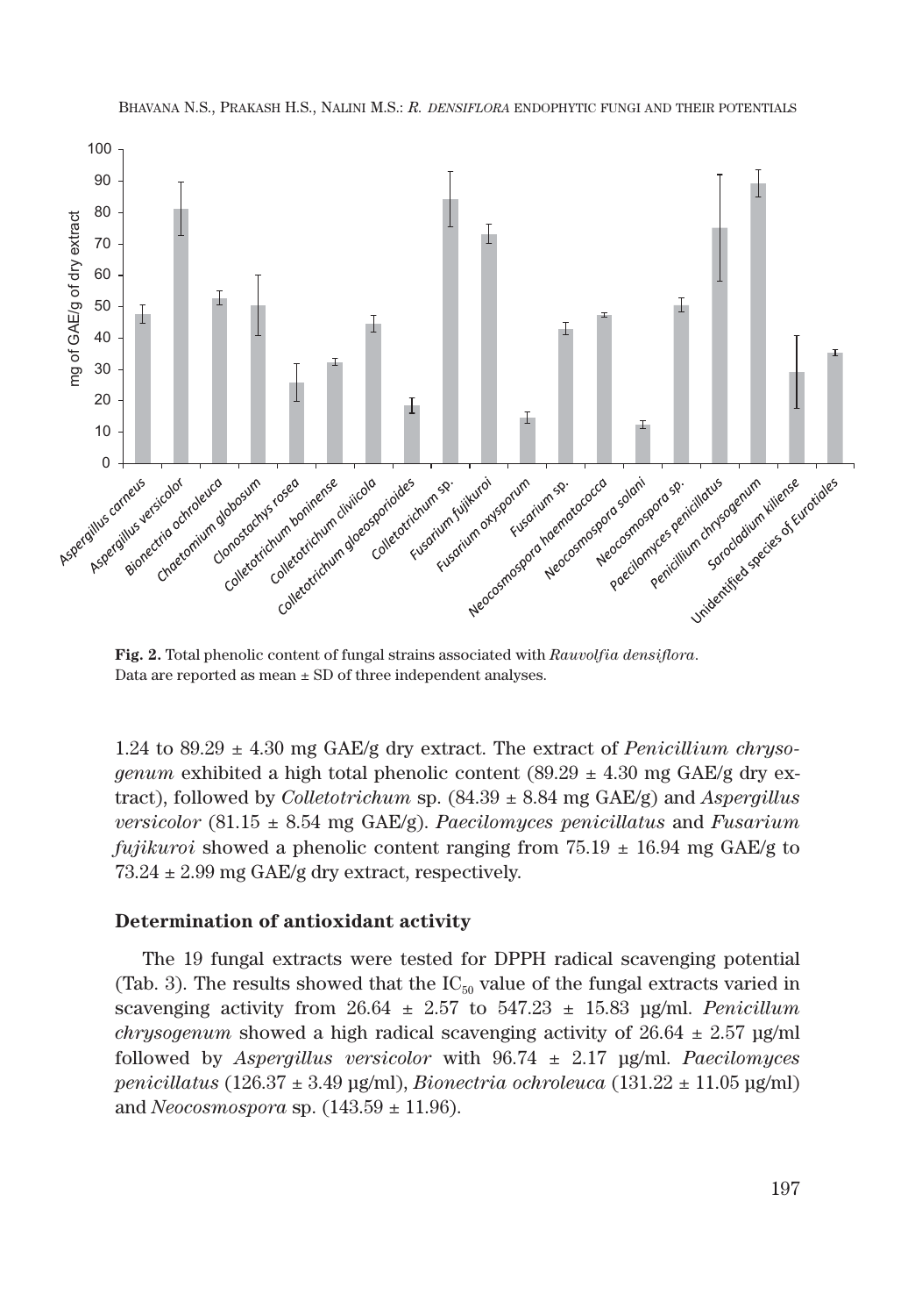**Fig. 2.** Total phenolic content of fungal strains associated with *Rauvolfia densiflora*. Data are reported as mean ± SD of three independent analyses.

1.24 to 89.29 ± 4.30 mg GAE/g dry extract. The extract of *Penicillium chrysogenum* exhibited a high total phenolic content (89.29 ± 4.30 mg GAE/g dry extract), followed by *Colletotrichum* sp. (84.39 ± 8.84 mg GAE/g) and *Aspergillus versicolor* (81.15 ± 8.54 mg GAE/g). *Paecilomyces penicillatus* and *Fusarium fujikuroi* showed a phenolic content ranging from 75.19 ± 16.94 mg GAE/g to 73.24 ± 2.99 mg GAE/g dry extract, respectively.

### Determination of antioxidant activity

The 19 fungal extracts were tested for DPPH radical scavenging potential (Tab. 3). The results showed that the $IC_{50}$ value of the fungal extracts varied in scavenging activity from 26.64 ± 2.57 to 547.23 ± 15.83 µg/ml. *Penicillum chrysogenum* showed a high radical scavenging activity of 26.64 ± 2.57 µg/ml followed by *Aspergillus versicolor* with 96.74 ± 2.17 µg/ml. *Paecilomyces penicillatus* (126.37 ± 3.49 µg/ml), *Bionectria ochroleuca* (131.22 ± 11.05 µg/ml) and *Neocosmospora* sp. (143.59 ± 11.96).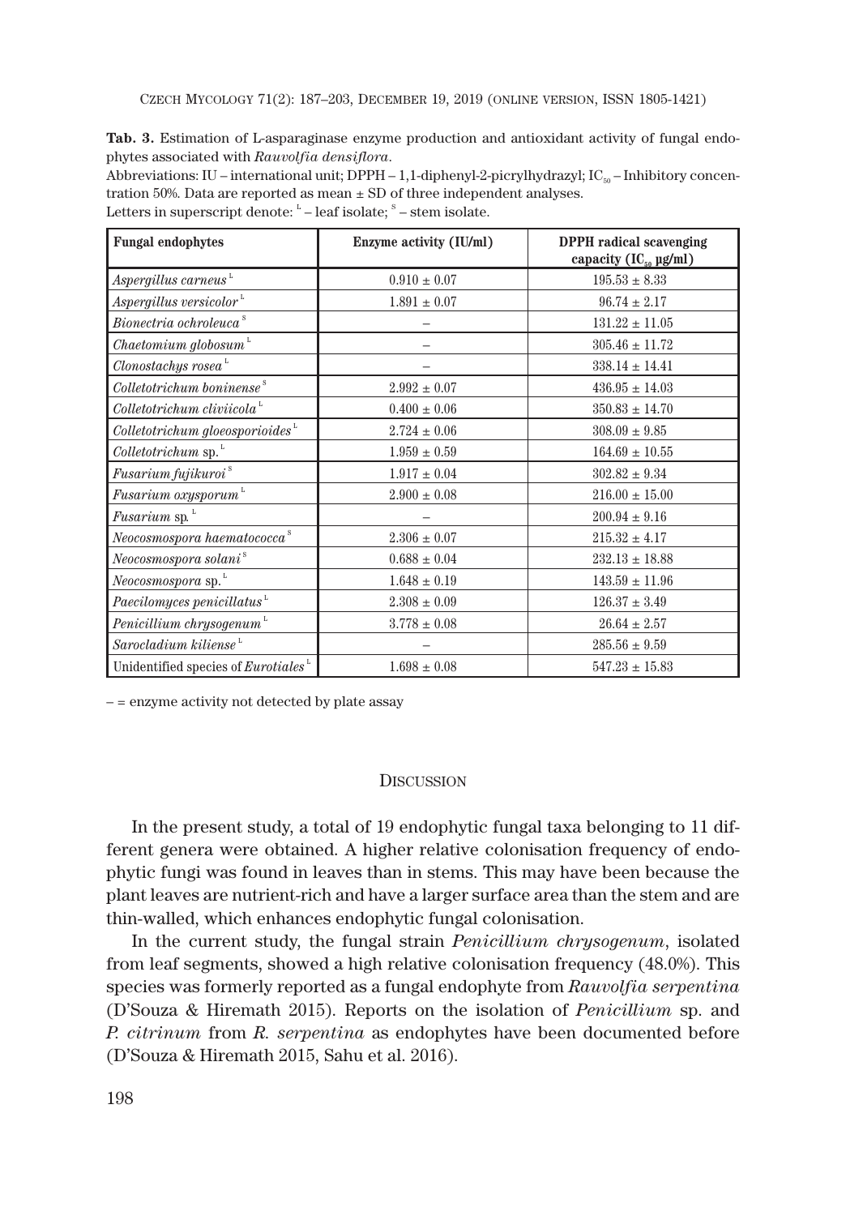**Tab. 3.** Estimation of L-asparaginase enzyme production and antioxidant activity of fungal endophytes associated with *Rauvolfia densiflora*.

Abbreviations: IU – international unit; DPPH – 1,1-diphenyl-2-picrylhydrazyl; $IC_{50}$ – Inhibitory concentration 50%. Data are reported as mean ± SD of three independent analyses.

Letters in superscript denote: [L] – leaf isolate; [S] – stem isolate.

| Fungal endophytes | Enzyme activity (IU/ml) | DPPH radical scavenging capacity ($IC_{50}$ µg/ml) |
|---|---|---|
| *Aspergillus carneus* [L] | 0.910 ± 0.07 | 195.53 ± 8.33 |
| *Aspergillus versicolor* [L] | 1.891 ± 0.07 | 96.74 ± 2.17 |
| *Bionectria ochroleuca* [S] | – | 131.22 ± 11.05 |
| *Chaetomium globosum* [L] | – | 305.46 ± 11.72 |
| *Clonostachys rosea* [L] | – | 338.14 ± 14.41 |
| *Colletotrichum boninense* [S] | 2.992 ± 0.07 | 436.95 ± 14.03 |
| *Colletotrichum cliviicola* [L] | 0.400 ± 0.06 | 350.83 ± 14.70 |
| *Colletotrichum gloeosporioides* [L] | 2.724 ± 0.06 | 308.09 ± 9.85 |
| *Colletotrichum* sp. [L] | 1.959 ± 0.59 | 164.69 ± 10.55 |
| *Fusarium fujikuroi* [S] | 1.917 ± 0.04 | 302.82 ± 9.34 |
| *Fusarium oxysporum* [L] | 2.900 ± 0.08 | 216.00 ± 15.00 |
| *Fusarium* sp. [L] | – | 200.94 ± 9.16 |
| *Neocosmospora haematococca* [S] | 2.306 ± 0.07 | 215.32 ± 4.17 |
| *Neocosmospora solani* [S] | 0.688 ± 0.04 | 232.13 ± 18.88 |
| *Neocosmospora* sp. [L] | 1.648 ± 0.19 | 143.59 ± 11.96 |
| *Paecilomyces penicillatus* [L] | 2.308 ± 0.09 | 126.37 ± 3.49 |
| *Penicillium chrysogenum* [L] | 3.778 ± 0.08 | 26.64 ± 2.57 |
| *Sarocladium kiliense* [L] | – | 285.56 ± 9.59 |
| Unidentified species of *Eurotiales* [L] | 1.698 ± 0.08 | 547.23 ± 15.83 |

– = enzyme activity not detected by plate assay

## Discussion

In the present study, a total of 19 endophytic fungal taxa belonging to 11 different genera were obtained. A higher relative colonisation frequency of endophytic fungi was found in leaves than in stems. This may have been because the plant leaves are nutrient-rich and have a larger surface area than the stem and are thin-walled, which enhances endophytic fungal colonisation.

In the current study, the fungal strain *Penicillium chrysogenum*, isolated from leaf segments, showed a high relative colonisation frequency (48.0%). This species was formerly reported as a fungal endophyte from *Rauvolfia serpentina* (D'Souza & Hiremath 2015). Reports on the isolation of *Penicillium* sp. and *P. citrinum* from *R. serpentina* as endophytes have been documented before (D'Souza & Hiremath 2015, Sahu et al. 2016).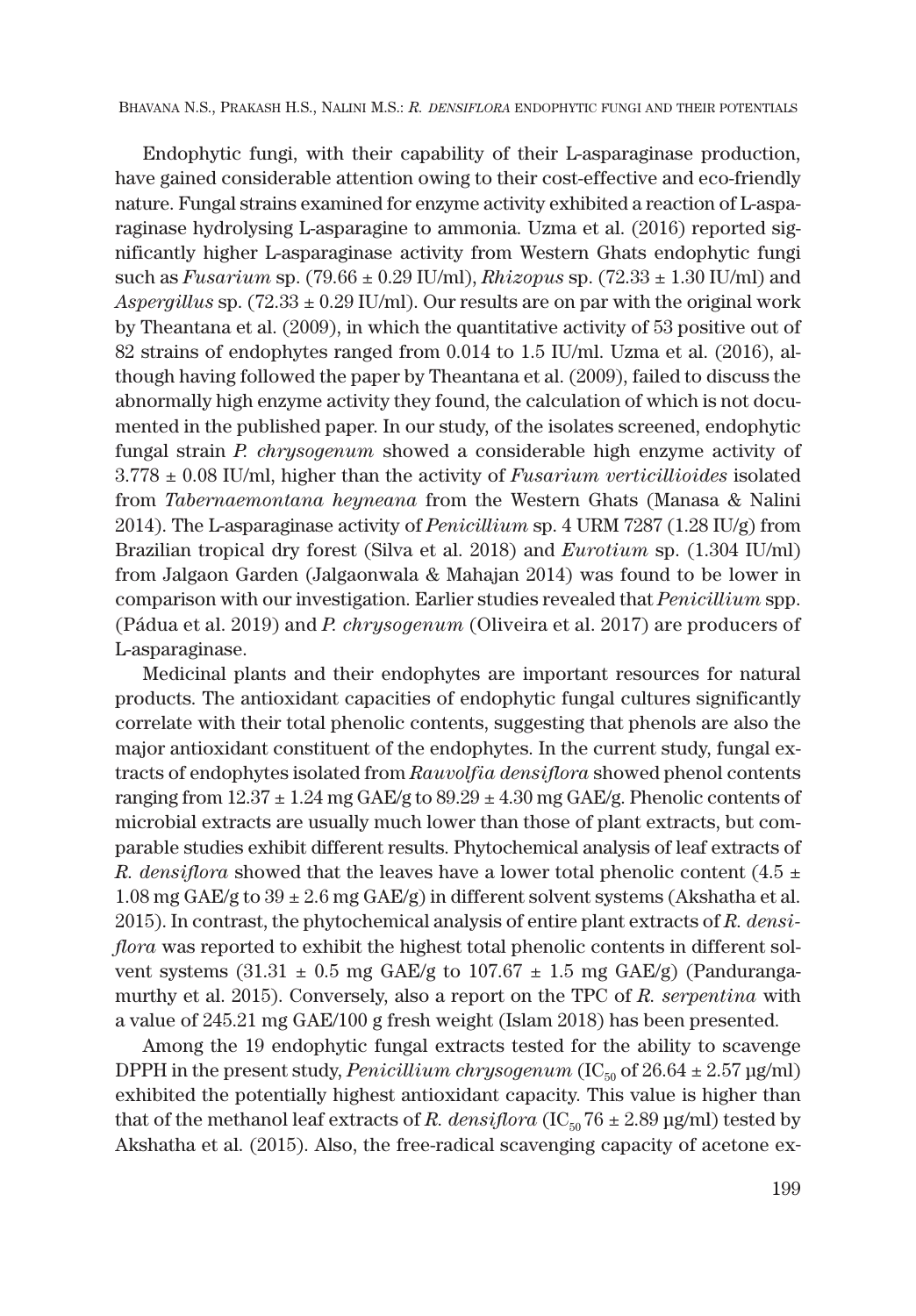Endophytic fungi, with their capability of their L-asparaginase production, have gained considerable attention owing to their cost-effective and eco-friendly nature. Fungal strains examined for enzyme activity exhibited a reaction of L-asparaginase hydrolysing L-asparagine to ammonia. Uzma et al. (2016) reported significantly higher L-asparaginase activity from Western Ghats endophytic fungi such as *Fusarium* sp. ($79.66 \pm 0.29$ IU/ml), *Rhizopus* sp. ($72.33 \pm 1.30$ IU/ml) and *Aspergillus* sp. ($72.33 \pm 0.29$ IU/ml). Our results are on par with the original work by Theantana et al. (2009), in which the quantitative activity of 53 positive out of 82 strains of endophytes ranged from 0.014 to 1.5 IU/ml. Uzma et al. (2016), although having followed the paper by Theantana et al. (2009), failed to discuss the abnormally high enzyme activity they found, the calculation of which is not documented in the published paper. In our study, of the isolates screened, endophytic fungal strain *P. chrysogenum* showed a considerable high enzyme activity of $3.778 \pm 0.08$ IU/ml, higher than the activity of *Fusarium verticillioides* isolated from *Tabernaemontana heyneana* from the Western Ghats (Manasa & Nalini 2014). The L-asparaginase activity of *Penicillium* sp. 4 URM 7287 (1.28 IU/g) from Brazilian tropical dry forest (Silva et al. 2018) and *Eurotium* sp. (1.304 IU/ml) from Jalgaon Garden (Jalgaonwala & Mahajan 2014) was found to be lower in comparison with our investigation. Earlier studies revealed that *Penicillium* spp. (Pádua et al. 2019) and *P. chrysogenum* (Oliveira et al. 2017) are producers of L-asparaginase.

Medicinal plants and their endophytes are important resources for natural products. The antioxidant capacities of endophytic fungal cultures significantly correlate with their total phenolic contents, suggesting that phenols are also the major antioxidant constituent of the endophytes. In the current study, fungal extracts of endophytes isolated from *Rauvolfia densiflora* showed phenol contents ranging from $12.37 \pm 1.24$ mg GAE/g to $89.29 \pm 4.30$ mg GAE/g. Phenolic contents of microbial extracts are usually much lower than those of plant extracts, but comparable studies exhibit different results. Phytochemical analysis of leaf extracts of *R. densiflora* showed that the leaves have a lower total phenolic content ($4.5 \pm 1.08$ mg GAE/g to $39 \pm 2.6$ mg GAE/g) in different solvent systems (Akshatha et al. 2015). In contrast, the phytochemical analysis of entire plant extracts of *R. densiflora* was reported to exhibit the highest total phenolic contents in different solvent systems ($31.31 \pm 0.5$ mg GAE/g to $107.67 \pm 1.5$ mg GAE/g) (Panduranga­murthy et al. 2015). Conversely, also a report on the TPC of *R. serpentina* with a value of 245.21 mg GAE/100 g fresh weight (Islam 2018) has been presented.

Among the 19 endophytic fungal extracts tested for the ability to scavenge DPPH in the present study, *Penicillium chrysogenum* ($IC_{50}$ of $26.64 \pm 2.57$ µg/ml) exhibited the potentially highest antioxidant capacity. This value is higher than that of the methanol leaf extracts of *R. densiflora* ($IC_{50}$ $76 \pm 2.89$ µg/ml) tested by Akshatha et al. (2015). Also, the free-radical scavenging capacity of acetone ex-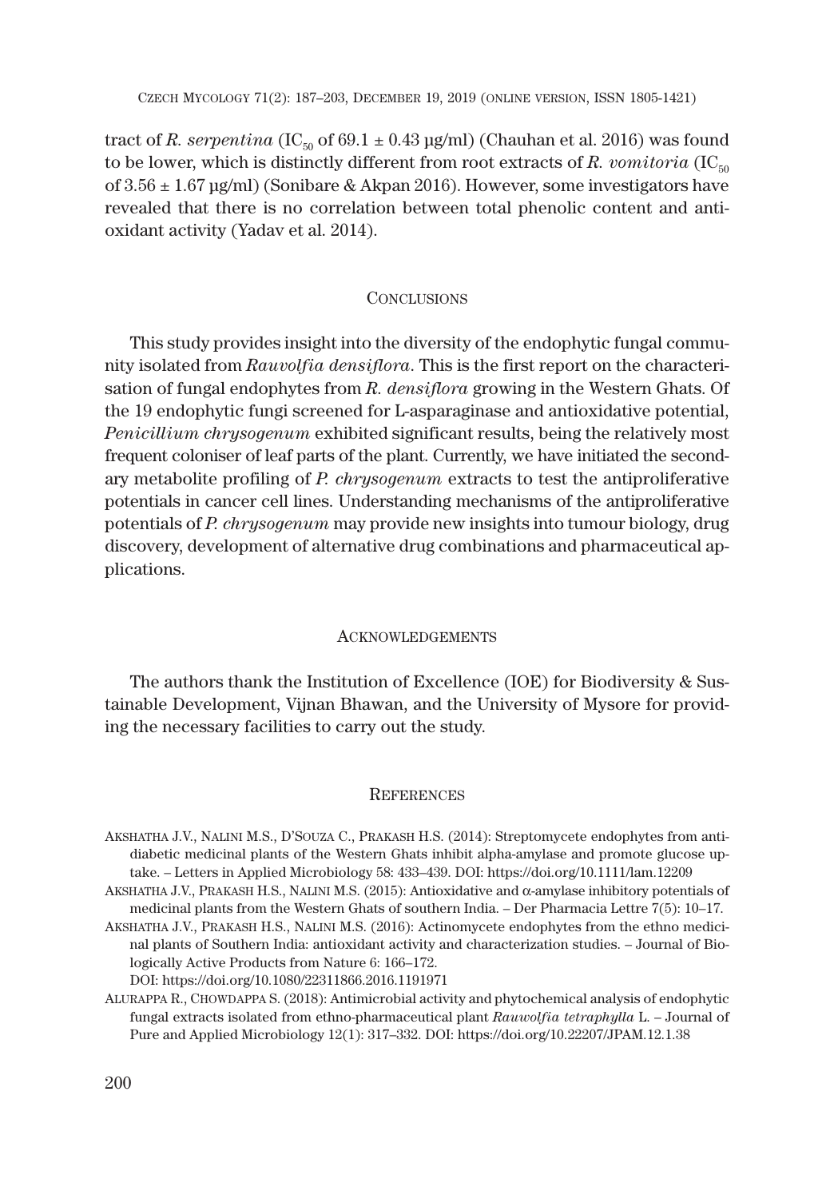tract of *R. serpentina* ($IC_{50}$ of 69.1 ± 0.43 µg/ml) (Chauhan et al. 2016) was found to be lower, which is distinctly different from root extracts of *R. vomitoria* ($IC_{50}$ of 3.56 ± 1.67 µg/ml) (Sonibare & Akpan 2016). However, some investigators have revealed that there is no correlation between total phenolic content and antioxidant activity (Yadav et al. 2014).

## Conclusions

This study provides insight into the diversity of the endophytic fungal community isolated from *Rauvolfia densiflora*. This is the first report on the characterisation of fungal endophytes from *R. densiflora* growing in the Western Ghats. Of the 19 endophytic fungi screened for L-asparaginase and antioxidative potential, *Penicillium chrysogenum* exhibited significant results, being the relatively most frequent coloniser of leaf parts of the plant. Currently, we have initiated the secondary metabolite profiling of *P. chrysogenum* extracts to test the antiproliferative potentials in cancer cell lines. Understanding mechanisms of the antiproliferative potentials of *P. chrysogenum* may provide new insights into tumour biology, drug discovery, development of alternative drug combinations and pharmaceutical applications.

## Acknowledgements

The authors thank the Institution of Excellence (IOE) for Biodiversity & Sustainable Development, Vijnan Bhawan, and the University of Mysore for providing the necessary facilities to carry out the study.

## References

Akshatha J.V., Nalini M.S., D'Souza C., Prakash H.S. (2014): Streptomycete endophytes from antidiabetic medicinal plants of the Western Ghats inhibit alpha-amylase and promote glucose uptake. – Letters in Applied Microbiology 58: 433–439. DOI: https://doi.org/10.1111/lam.12209

Akshatha J.V., Prakash H.S., Nalini M.S. (2015): Antioxidative and α-amylase inhibitory potentials of medicinal plants from the Western Ghats of southern India. – Der Pharmacia Lettre 7(5): 10–17.

Akshatha J.V., Prakash H.S., Nalini M.S. (2016): Actinomycete endophytes from the ethno medicinal plants of Southern India: antioxidant activity and characterization studies. – Journal of Biologically Active Products from Nature 6: 166–172. DOI: https://doi.org/10.1080/22311866.2016.1191971

Alurappa R., Chowdappa S. (2018): Antimicrobial activity and phytochemical analysis of endophytic fungal extracts isolated from ethno-pharmaceutical plant *Rauwolfia tetraphylla* L. – Journal of Pure and Applied Microbiology 12(1): 317–332. DOI: https://doi.org/10.22207/JPAM.12.1.38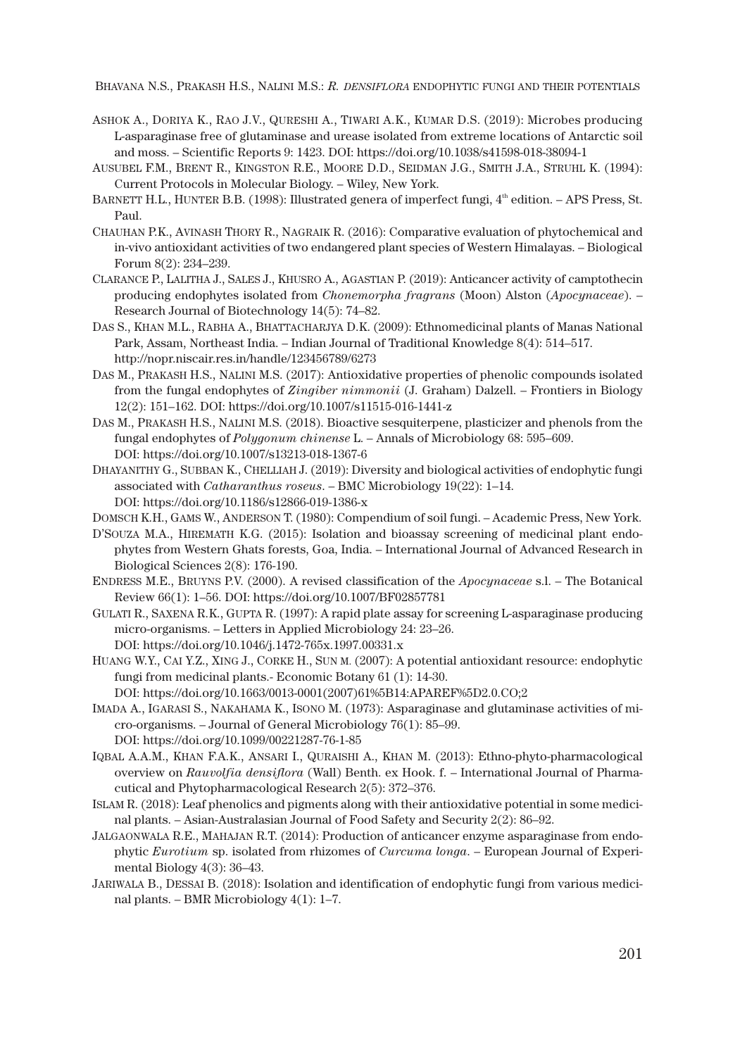Ashok A., Doriya K., Rao J.V., Qureshi A., Tiwari A.K., Kumar D.S. (2019): Microbes producing L-asparaginase free of glutaminase and urease isolated from extreme locations of Antarctic soil and moss. – Scientific Reports 9: 1423. DOI: https://doi.org/10.1038/s41598-018-38094-1

Ausubel F.M., Brent R., Kingston R.E., Moore D.D., Seidman J.G., Smith J.A., Struhl K. (1994): Current Protocols in Molecular Biology. – Wiley, New York.

Barnett H.L., Hunter B.B. (1998): Illustrated genera of imperfect fungi, 4th edition. – APS Press, St. Paul.

Chauhan P.K., Avinash Thory R., Nagraik R. (2016): Comparative evaluation of phytochemical and in-vivo antioxidant activities of two endangered plant species of Western Himalayas. – Biological Forum 8(2): 234–239.

Clarance P., Lalitha J., Sales J., Khusro A., Agastian P. (2019): Anticancer activity of camptothecin producing endophytes isolated from *Chonemorpha fragrans* (Moon) Alston (*Apocynaceae*). – Research Journal of Biotechnology 14(5): 74–82.

Das S., Khan M.L., Rabha A., Bhattacharjya D.K. (2009): Ethnomedicinal plants of Manas National Park, Assam, Northeast India. – Indian Journal of Traditional Knowledge 8(4): 514–517. http://nopr.niscair.res.in/handle/123456789/6273

Das M., Prakash H.S., Nalini M.S. (2017): Antioxidative properties of phenolic compounds isolated from the fungal endophytes of *Zingiber nimmonii* (J. Graham) Dalzell. – Frontiers in Biology 12(2): 151–162. DOI: https://doi.org/10.1007/s11515-016-1441-z

Das M., Prakash H.S., Nalini M.S. (2018). Bioactive sesquiterpene, plasticizer and phenols from the fungal endophytes of *Polygonum chinense* L. – Annals of Microbiology 68: 595–609. DOI: https://doi.org/10.1007/s13213-018-1367-6

Dhayanithy G., Subban K., Chelliah J. (2019): Diversity and biological activities of endophytic fungi associated with *Catharanthus roseus*. – BMC Microbiology 19(22): 1–14. DOI: https://doi.org/10.1186/s12866-019-1386-x

Domsch K.H., Gams W., Anderson T. (1980): Compendium of soil fungi. – Academic Press, New York.

D'Souza M.A., Hiremath K.G. (2015): Isolation and bioassay screening of medicinal plant endophytes from Western Ghats forests, Goa, India. – International Journal of Advanced Research in Biological Sciences 2(8): 176-190.

Endress M.E., Bruyns P.V. (2000). A revised classification of the *Apocynaceae* s.l. – The Botanical Review 66(1): 1–56. DOI: https://doi.org/10.1007/BF02857781

Gulati R., Saxena R.K., Gupta R. (1997): A rapid plate assay for screening L-asparaginase producing micro-organisms. – Letters in Applied Microbiology 24: 23–26. DOI: https://doi.org/10.1046/j.1472-765x.1997.00331.x

Huang W.Y., Cai Y.Z., Xing J., Corke H., Sun M. (2007): A potential antioxidant resource: endophytic fungi from medicinal plants.- Economic Botany 61 (1): 14-30. DOI: https://doi.org/10.1663/0013-0001(2007)61%5B14:APAREF%5D2.0.CO;2

Imada A., Igarasi S., Nakahama K., Isono M. (1973): Asparaginase and glutaminase activities of micro-organisms. – Journal of General Microbiology 76(1): 85–99. DOI: https://doi.org/10.1099/00221287-76-1-85

Iqbal A.A.M., Khan F.A.K., Ansari I., Quraishi A., Khan M. (2013): Ethno-phyto-pharmacological overview on *Rauvolfia densiflora* (Wall) Benth. ex Hook. f. – International Journal of Pharmaceutical and Phytopharmacological Research 2(5): 372–376.

Islam R. (2018): Leaf phenolics and pigments along with their antioxidative potential in some medicinal plants. – Asian-Australasian Journal of Food Safety and Security 2(2): 86–92.

Jalgaonwala R.E., Mahajan R.T. (2014): Production of anticancer enzyme asparaginase from endophytic *Eurotium* sp. isolated from rhizomes of *Curcuma longa*. – European Journal of Experimental Biology 4(3): 36–43.

Jariwala B., Dessai B. (2018): Isolation and identification of endophytic fungi from various medicinal plants. – BMR Microbiology 4(1): 1–7.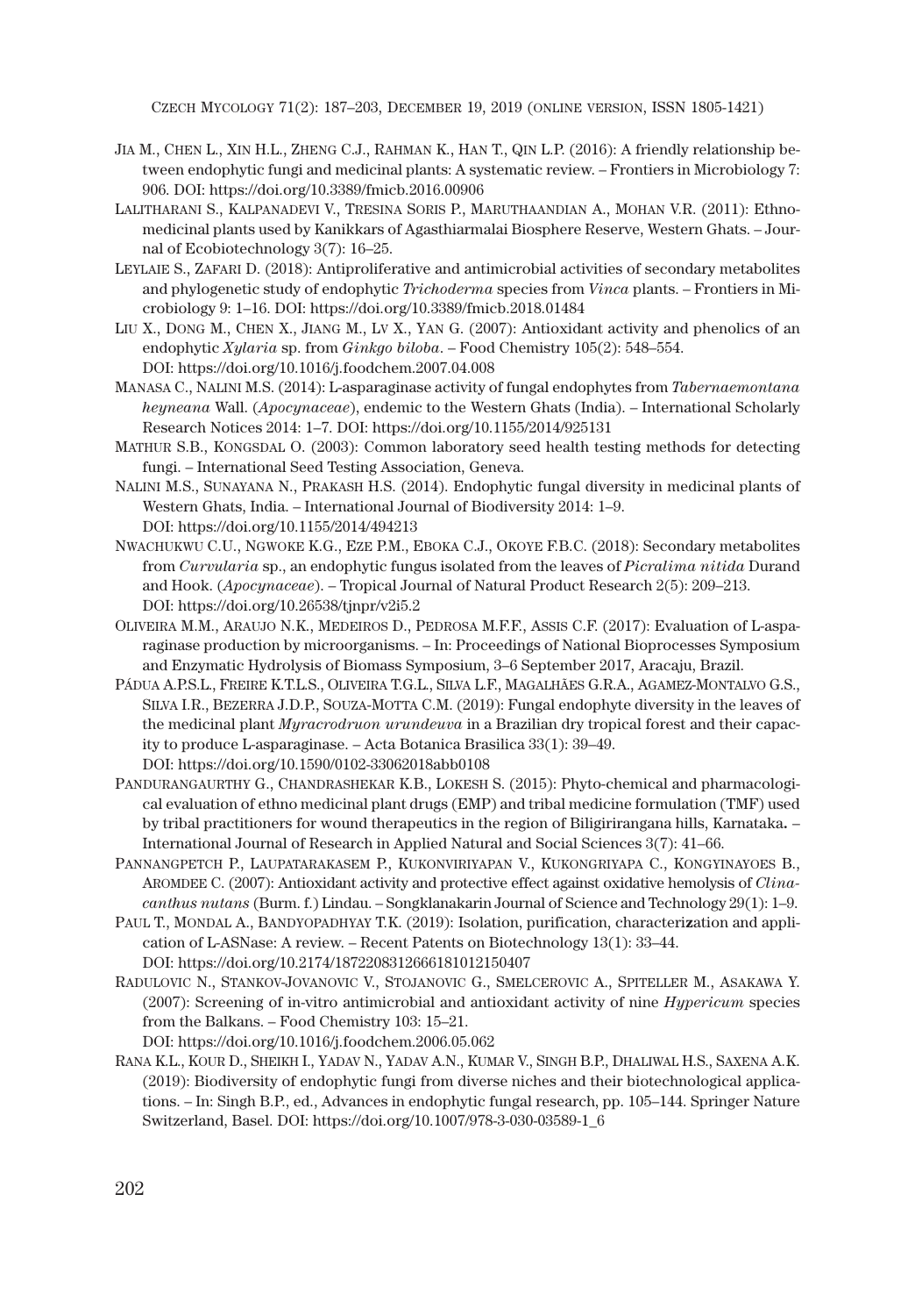Jia M., Chen L., Xin H.L., Zheng C.J., Rahman K., Han T., Qin L.P. (2016): A friendly relationship between endophytic fungi and medicinal plants: A systematic review. – Frontiers in Microbiology 7: 906. DOI: https://doi.org/10.3389/fmicb.2016.00906

Lalitharani S., Kalpanadevi V., Tresina Soris P., Maruthaandian A., Mohan V.R. (2011): Ethnomedicinal plants used by Kanikkars of Agasthiarmalai Biosphere Reserve, Western Ghats. – Journal of Ecobiotechnology 3(7): 16–25.

Leylaie S., Zafari D. (2018): Antiproliferative and antimicrobial activities of secondary metabolites and phylogenetic study of endophytic *Trichoderma* species from *Vinca* plants. – Frontiers in Microbiology 9: 1–16. DOI: https://doi.org/10.3389/fmicb.2018.01484

Liu X., Dong M., Chen X., Jiang M., Lv X., Yan G. (2007): Antioxidant activity and phenolics of an endophytic *Xylaria* sp. from *Ginkgo biloba*. – Food Chemistry 105(2): 548–554. DOI: https://doi.org/10.1016/j.foodchem.2007.04.008

Manasa C., Nalini M.S. (2014): L-asparaginase activity of fungal endophytes from *Tabernaemontana heyneana* Wall. (*Apocynaceae*), endemic to the Western Ghats (India). – International Scholarly Research Notices 2014: 1–7. DOI: https://doi.org/10.1155/2014/925131

Mathur S.B., Kongsdal O. (2003): Common laboratory seed health testing methods for detecting fungi. – International Seed Testing Association, Geneva.

Nalini M.S., Sunayana N., Prakash H.S. (2014). Endophytic fungal diversity in medicinal plants of Western Ghats, India. – International Journal of Biodiversity 2014: 1–9. DOI: https://doi.org/10.1155/2014/494213

Nwachukwu C.U., Ngwoke K.G., Eze P.M., Eboka C.J., Okoye F.B.C. (2018): Secondary metabolites from *Curvularia* sp., an endophytic fungus isolated from the leaves of *Picralima nitida* Durand and Hook. (*Apocynaceae*). – Tropical Journal of Natural Product Research 2(5): 209–213. DOI: https://doi.org/10.26538/tjnpr/v2i5.2

Oliveira M.M., Araujo N.K., Medeiros D., Pedrosa M.F.F., Assis C.F. (2017): Evaluation of L-asparaginase production by microorganisms. – In: Proceedings of National Bioprocesses Symposium and Enzymatic Hydrolysis of Biomass Symposium, 3–6 September 2017, Aracaju, Brazil.

Pádua A.P.S.L., Freire K.T.L.S., Oliveira T.G.L., Silva L.F., Magalhães G.R.A., Agamez-Montalvo G.S., Silva I.R., Bezerra J.D.P., Souza-Motta C.M. (2019): Fungal endophyte diversity in the leaves of the medicinal plant *Myracrodruon urundeuva* in a Brazilian dry tropical forest and their capacity to produce L-asparaginase. – Acta Botanica Brasilica 33(1): 39–49. DOI: https://doi.org/10.1590/0102-33062018abb0108

Pandurangaurthy G., Chandrashekar K.B., Lokesh S. (2015): Phyto-chemical and pharmacological evaluation of ethno medicinal plant drugs (EMP) and tribal medicine formulation (TMF) used by tribal practitioners for wound therapeutics in the region of Biligirirangana hills, Karnataka. – International Journal of Research in Applied Natural and Social Sciences 3(7): 41–66.

Pannangpetch P., Laupatarakasem P., Kukonviriyapan V., Kukongriyapa C., Kongyinayoes B., Aromdee C. (2007): Antioxidant activity and protective effect against oxidative hemolysis of *Clinacanthus nutans* (Burm. f.) Lindau. – Songklanakarin Journal of Science and Technology 29(1): 1–9.

Paul T., Mondal A., Bandyopadhyay T.K. (2019): Isolation, purification, characterization and application of L-ASNase: A review. – Recent Patents on Biotechnology 13(1): 33–44. DOI: https://doi.org/10.2174/1872208312666181012150407

Radulovic N., Stankov-Jovanovic V., Stojanovic G., Smelcerovic A., Spiteller M., Asakawa Y. (2007): Screening of in-vitro antimicrobial and antioxidant activity of nine *Hypericum* species from the Balkans. – Food Chemistry 103: 15–21. DOI: https://doi.org/10.1016/j.foodchem.2006.05.062

Rana K.L., Kour D., Sheikh I., Yadav N., Yadav A.N., Kumar V., Singh B.P., Dhaliwal H.S., Saxena A.K. (2019): Biodiversity of endophytic fungi from diverse niches and their biotechnological applications. – In: Singh B.P., ed., Advances in endophytic fungal research, pp. 105–144. Springer Nature Switzerland, Basel. DOI: https://doi.org/10.1007/978-3-030-03589-1_6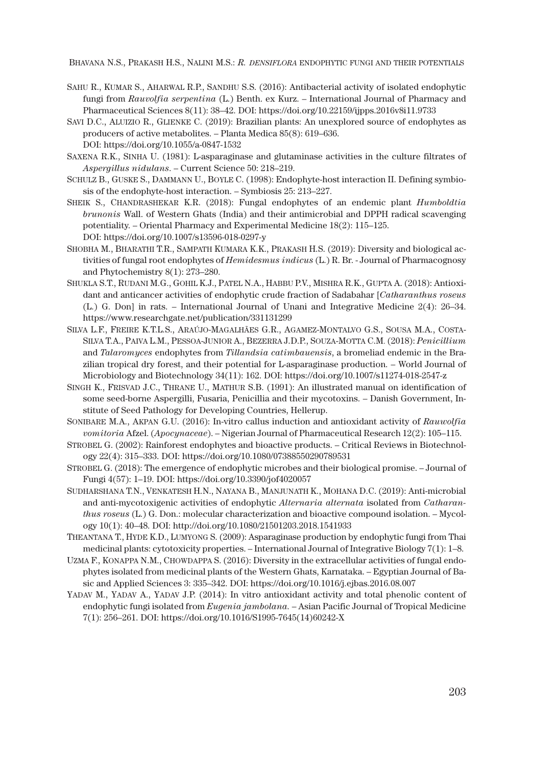SAHU R., KUMAR S., AHARWAL R.P., SANDHU S.S. (2016): Antibacterial activity of isolated endophytic fungi from *Rauvolfia serpentina* (L.) Benth. ex Kurz. – International Journal of Pharmacy and Pharmaceutical Sciences 8(11): 38–42. DOI: https://doi.org/10.22159/ijpps.2016v8i11.9733

SAVI D.C., ALUIZIO R., GLIENKE C. (2019): Brazilian plants: An unexplored source of endophytes as producers of active metabolites. – Planta Medica 85(8): 619–636. DOI: https://doi.org/10.1055/a-0847-1532

SAXENA R.K., SINHA U. (1981): L-asparaginase and glutaminase activities in the culture filtrates of *Aspergillus nidulans*. – Current Science 50: 218–219.

SCHULZ B., GUSKE S., DAMMANN U., BOYLE C. (1998): Endophyte-host interaction II. Defining symbiosis of the endophyte-host interaction. – Symbiosis 25: 213–227.

SHEIK S., CHANDRASHEKAR K.R. (2018): Fungal endophytes of an endemic plant *Humboldtia brunonis* Wall. of Western Ghats (India) and their antimicrobial and DPPH radical scavenging potentiality. – Oriental Pharmacy and Experimental Medicine 18(2): 115–125. DOI: https://doi.org/10.1007/s13596-018-0297-y

SHOBHA M., BHARATHI T.R., SAMPATH KUMARA K.K., PRAKASH H.S. (2019): Diversity and biological activities of fungal root endophytes of *Hemidesmus indicus* (L.) R. Br. - Journal of Pharmacognosy and Phytochemistry 8(1): 273–280.

SHUKLA S.T., RUDANI M.G., GOHIL K.J., PATEL N.A., HABBU P.V., MISHRA R.K., GUPTA A. (2018): Antioxidant and anticancer activities of endophytic crude fraction of Sadabahar [*Catharanthus roseus* (L.) G. Don] in rats. – International Journal of Unani and Integrative Medicine 2(4): 26–34. https://www.researchgate.net/publication/331131299

SILVA L.F., FREIRE K.T.L.S., ARAÚJO-MAGALHÃES G.R., AGAMEZ-MONTALVO G.S., SOUSA M.A., COSTA-SILVA T.A., PAIVA L.M., PESSOA-JUNIOR A., BEZERRA J.D.P., SOUZA-MOTTA C.M. (2018): *Penicillium* and *Talaromyces* endophytes from *Tillandsia catimbauensis*, a bromeliad endemic in the Brazilian tropical dry forest, and their potential for L-asparaginase production. – World Journal of Microbiology and Biotechnology 34(11): 162. DOI: https://doi.org/10.1007/s11274-018-2547-z

SINGH K., FRISVAD J.C., THRANE U., MATHUR S.B. (1991): An illustrated manual on identification of some seed-borne Aspergilli, Fusaria, Penicillia and their mycotoxins. – Danish Government, Institute of Seed Pathology for Developing Countries, Hellerup.

SONIBARE M.A., AKPAN G.U. (2016): In-vitro callus induction and antioxidant activity of *Rauwolfia vomitoria* Afzel. (*Apocynaceae*). – Nigerian Journal of Pharmaceutical Research 12(2): 105–115.

STROBEL G. (2002): Rainforest endophytes and bioactive products. – Critical Reviews in Biotechnology 22(4): 315–333. DOI: https://doi.org/10.1080/07388550290789531

STROBEL G. (2018): The emergence of endophytic microbes and their biological promise. – Journal of Fungi 4(57): 1–19. DOI: https://doi.org/10.3390/jof4020057

SUDHARSHANA T.N., VENKATESH H.N., NAYANA B., MANJUNATH K., MOHANA D.C. (2019): Anti-microbial and anti-mycotoxigenic activities of endophytic *Alternaria alternata* isolated from *Catharanthus roseus* (L.) G. Don.: molecular characterization and bioactive compound isolation. – Mycology 10(1): 40–48. DOI: http://doi.org/10.1080/21501203.2018.1541933

THEANTANA T., HYDE K.D., LUMYONG S. (2009): Asparaginase production by endophytic fungi from Thai medicinal plants: cytotoxicity properties. – International Journal of Integrative Biology 7(1): 1–8.

UZMA F., KONAPPA N.M., CHOWDAPPA S. (2016): Diversity in the extracellular activities of fungal endophytes isolated from medicinal plants of the Western Ghats, Karnataka. – Egyptian Journal of Basic and Applied Sciences 3: 335–342. DOI: https://doi.org/10.1016/j.ejbas.2016.08.007

YADAV M., YADAV A., YADAV J.P. (2014): In vitro antioxidant activity and total phenolic content of endophytic fungi isolated from *Eugenia jambolana*. – Asian Pacific Journal of Tropical Medicine 7(1): 256–261. DOI: https://doi.org/10.1016/S1995-7645(14)60242-X